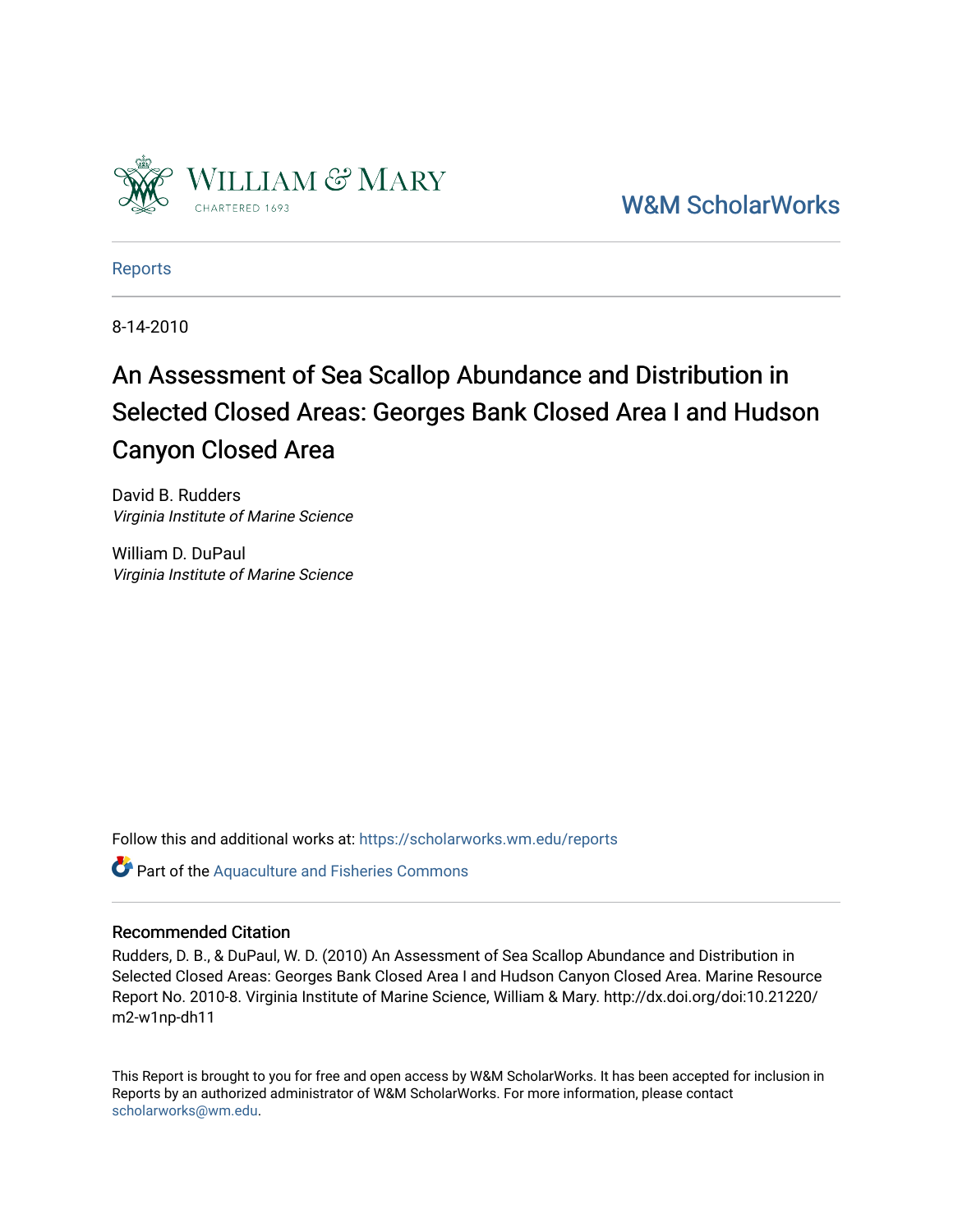W&M ScholarWorks

Reports

8-14-2010

# An Assessment of Sea Scallop Abundance and Distribution in Selected Closed Areas: Georges Bank Closed Area I and Hudson Canyon Closed Area

David B. Rudders
*Virginia Institute of Marine Science*

William D. DuPaul
*Virginia Institute of Marine Science*

Follow this and additional works at: https://scholarworks.wm.edu/reports

Part of the Aquaculture and Fisheries Commons

## Recommended Citation

Rudders, D. B., & DuPaul, W. D. (2010) An Assessment of Sea Scallop Abundance and Distribution in Selected Closed Areas: Georges Bank Closed Area I and Hudson Canyon Closed Area. Marine Resource Report No. 2010-8. Virginia Institute of Marine Science, William & Mary. http://dx.doi.org/doi:10.21220/m2-w1np-dh11

This Report is brought to you for free and open access by W&M ScholarWorks. It has been accepted for inclusion in Reports by an authorized administrator of W&M ScholarWorks. For more information, please contact scholarworks@wm.edu.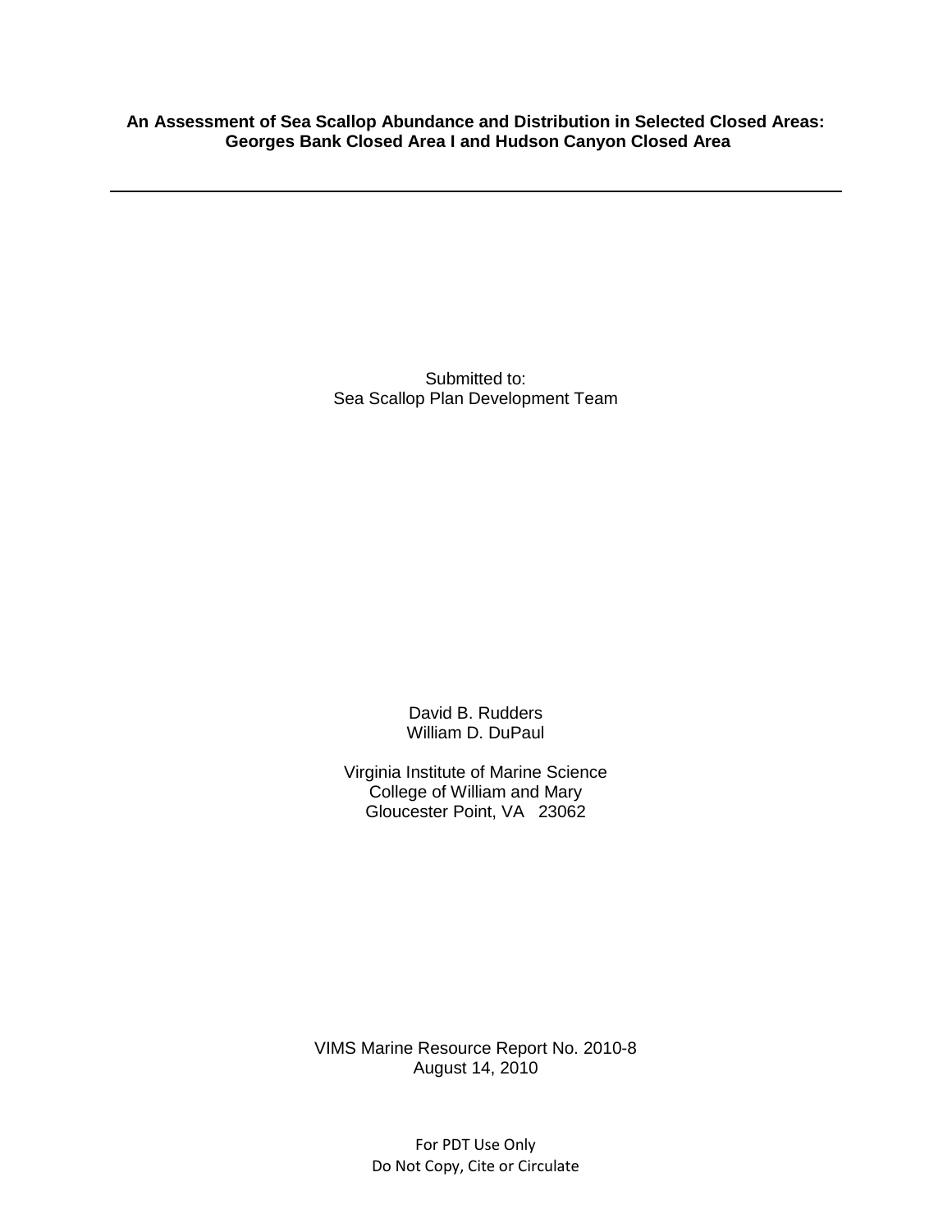**An Assessment of Sea Scallop Abundance and Distribution in Selected Closed Areas: Georges Bank Closed Area I and Hudson Canyon Closed Area**

---

Submitted to:
Sea Scallop Plan Development Team

David B. Rudders
William D. DuPaul

Virginia Institute of Marine Science
College of William and Mary
Gloucester Point, VA 23062

VIMS Marine Resource Report No. 2010-8
August 14, 2010

For PDT Use Only
Do Not Copy, Cite or Circulate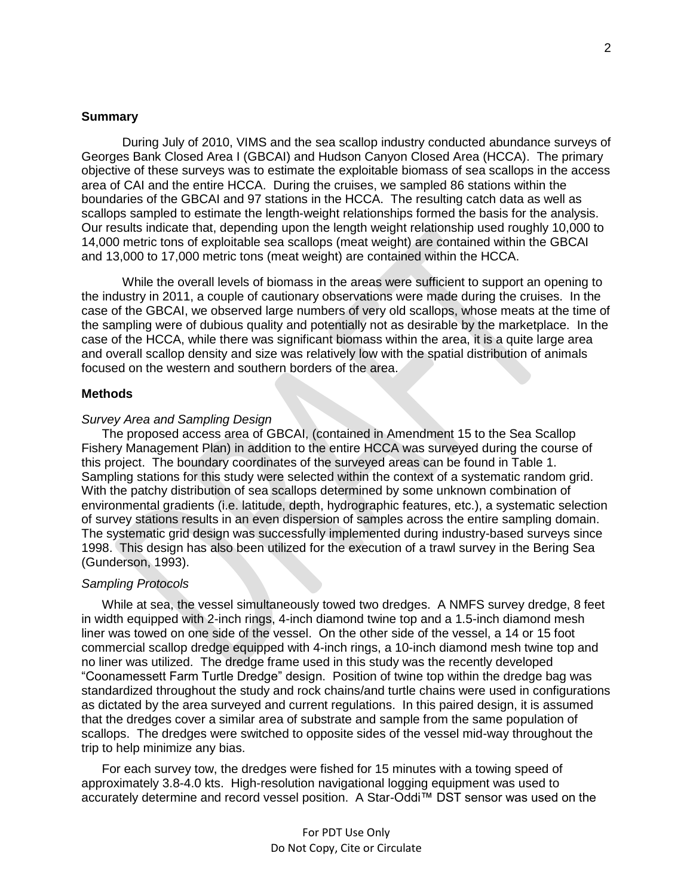## Summary

During July of 2010, VIMS and the sea scallop industry conducted abundance surveys of Georges Bank Closed Area I (GBCAI) and Hudson Canyon Closed Area (HCCA). The primary objective of these surveys was to estimate the exploitable biomass of sea scallops in the access area of CAI and the entire HCCA. During the cruises, we sampled 86 stations within the boundaries of the GBCAI and 97 stations in the HCCA. The resulting catch data as well as scallops sampled to estimate the length-weight relationships formed the basis for the analysis. Our results indicate that, depending upon the length weight relationship used roughly 10,000 to 14,000 metric tons of exploitable sea scallops (meat weight) are contained within the GBCAI and 13,000 to 17,000 metric tons (meat weight) are contained within the HCCA.

While the overall levels of biomass in the areas were sufficient to support an opening to the industry in 2011, a couple of cautionary observations were made during the cruises. In the case of the GBCAI, we observed large numbers of very old scallops, whose meats at the time of the sampling were of dubious quality and potentially not as desirable by the marketplace. In the case of the HCCA, while there was significant biomass within the area, it is a quite large area and overall scallop density and size was relatively low with the spatial distribution of animals focused on the western and southern borders of the area.

## Methods

### *Survey Area and Sampling Design*

The proposed access area of GBCAI, (contained in Amendment 15 to the Sea Scallop Fishery Management Plan) in addition to the entire HCCA was surveyed during the course of this project. The boundary coordinates of the surveyed areas can be found in Table 1. Sampling stations for this study were selected within the context of a systematic random grid. With the patchy distribution of sea scallops determined by some unknown combination of environmental gradients (i.e. latitude, depth, hydrographic features, etc.), a systematic selection of survey stations results in an even dispersion of samples across the entire sampling domain. The systematic grid design was successfully implemented during industry-based surveys since 1998. This design has also been utilized for the execution of a trawl survey in the Bering Sea (Gunderson, 1993).

### *Sampling Protocols*

While at sea, the vessel simultaneously towed two dredges. A NMFS survey dredge, 8 feet in width equipped with 2-inch rings, 4-inch diamond twine top and a 1.5-inch diamond mesh liner was towed on one side of the vessel. On the other side of the vessel, a 14 or 15 foot commercial scallop dredge equipped with 4-inch rings, a 10-inch diamond mesh twine top and no liner was utilized. The dredge frame used in this study was the recently developed "Coonamessett Farm Turtle Dredge" design. Position of twine top within the dredge bag was standardized throughout the study and rock chains/and turtle chains were used in configurations as dictated by the area surveyed and current regulations. In this paired design, it is assumed that the dredges cover a similar area of substrate and sample from the same population of scallops. The dredges were switched to opposite sides of the vessel mid-way throughout the trip to help minimize any bias.

For each survey tow, the dredges were fished for 15 minutes with a towing speed of approximately 3.8-4.0 kts. High-resolution navigational logging equipment was used to accurately determine and record vessel position. A Star-Oddi™ DST sensor was used on the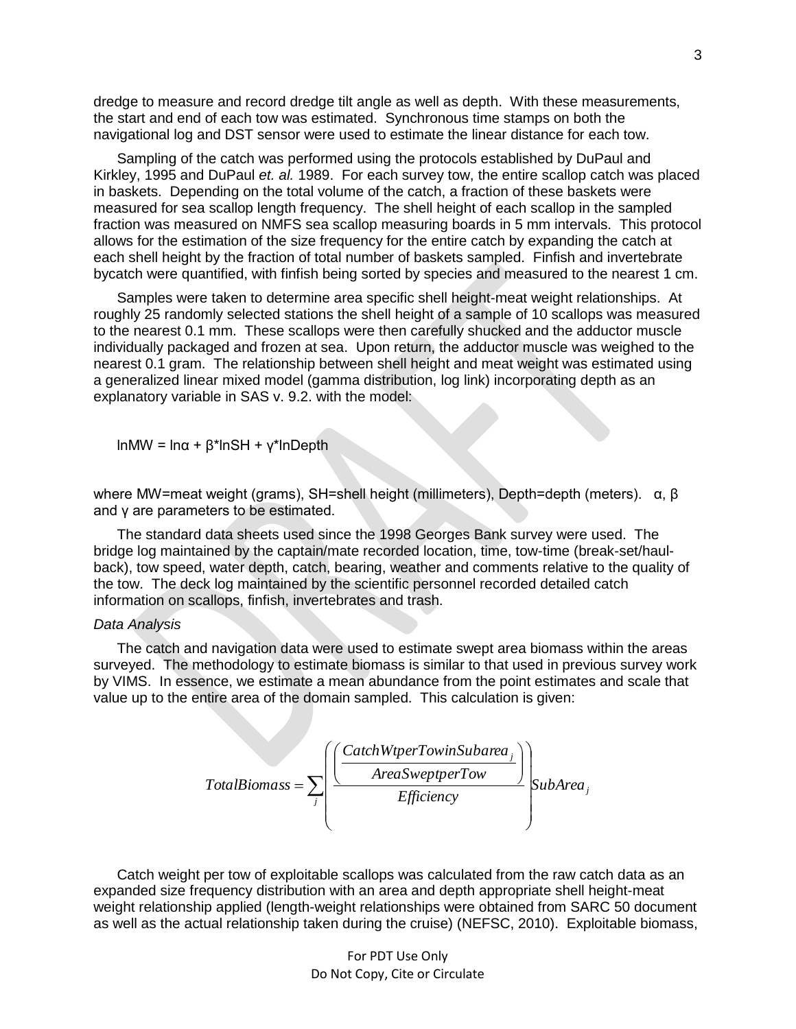dredge to measure and record dredge tilt angle as well as depth. With these measurements, the start and end of each tow was estimated. Synchronous time stamps on both the navigational log and DST sensor were used to estimate the linear distance for each tow.

Sampling of the catch was performed using the protocols established by DuPaul and Kirkley, 1995 and DuPaul *et. al.* 1989. For each survey tow, the entire scallop catch was placed in baskets. Depending on the total volume of the catch, a fraction of these baskets were measured for sea scallop length frequency. The shell height of each scallop in the sampled fraction was measured on NMFS sea scallop measuring boards in 5 mm intervals. This protocol allows for the estimation of the size frequency for the entire catch by expanding the catch at each shell height by the fraction of total number of baskets sampled. Finfish and invertebrate bycatch were quantified, with finfish being sorted by species and measured to the nearest 1 cm.

Samples were taken to determine area specific shell height-meat weight relationships. At roughly 25 randomly selected stations the shell height of a sample of 10 scallops was measured to the nearest 0.1 mm. These scallops were then carefully shucked and the adductor muscle individually packaged and frozen at sea. Upon return, the adductor muscle was weighed to the nearest 0.1 gram. The relationship between shell height and meat weight was estimated using a generalized linear mixed model (gamma distribution, log link) incorporating depth as an explanatory variable in SAS v. 9.2. with the model:

$$\ln MW = \ln\alpha + \beta * \ln SH + \gamma * \ln Depth$$

where MW=meat weight (grams), SH=shell height (millimeters), Depth=depth (meters). $\alpha$, $\beta$ and $\gamma$ are parameters to be estimated.

The standard data sheets used since the 1998 Georges Bank survey were used. The bridge log maintained by the captain/mate recorded location, time, tow-time (break-set/haul-back), tow speed, water depth, catch, bearing, weather and comments relative to the quality of the tow. The deck log maintained by the scientific personnel recorded detailed catch information on scallops, finfish, invertebrates and trash.

*Data Analysis*

The catch and navigation data were used to estimate swept area biomass within the areas surveyed. The methodology to estimate biomass is similar to that used in previous survey work by VIMS. In essence, we estimate a mean abundance from the point estimates and scale that value up to the entire area of the domain sampled. This calculation is given:

$$TotalBiomass = \sum_{j} \left( \frac{\left( \frac{CatchWtperTowinSubarea_j}{AreaSweptperTow} \right)}{Efficiency} SubArea_j \right)$$

Catch weight per tow of exploitable scallops was calculated from the raw catch data as an expanded size frequency distribution with an area and depth appropriate shell height-meat weight relationship applied (length-weight relationships were obtained from SARC 50 document as well as the actual relationship taken during the cruise) (NEFSC, 2010). Exploitable biomass,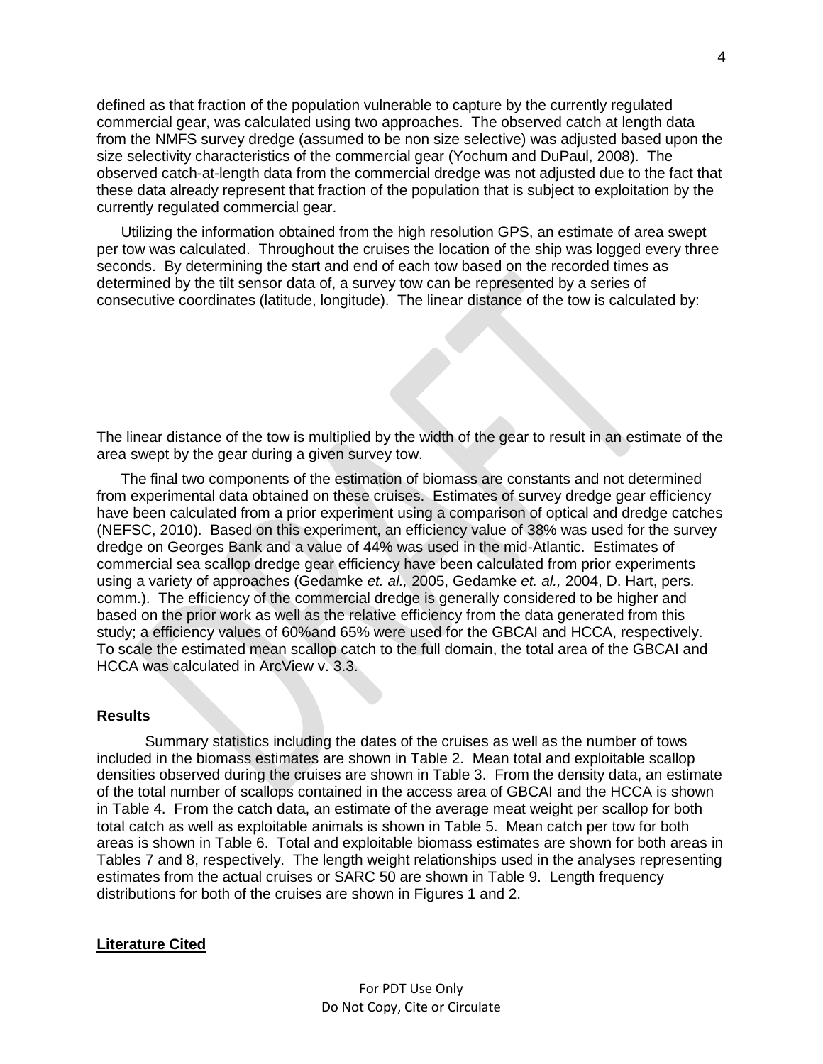defined as that fraction of the population vulnerable to capture by the currently regulated commercial gear, was calculated using two approaches. The observed catch at length data from the NMFS survey dredge (assumed to be non size selective) was adjusted based upon the size selectivity characteristics of the commercial gear (Yochum and DuPaul, 2008). The observed catch-at-length data from the commercial dredge was not adjusted due to the fact that these data already represent that fraction of the population that is subject to exploitation by the currently regulated commercial gear.

Utilizing the information obtained from the high resolution GPS, an estimate of area swept per tow was calculated. Throughout the cruises the location of the ship was logged every three seconds. By determining the start and end of each tow based on the recorded times as determined by the tilt sensor data of, a survey tow can be represented by a series of consecutive coordinates (latitude, longitude). The linear distance of the tow is calculated by:

The linear distance of the tow is multiplied by the width of the gear to result in an estimate of the area swept by the gear during a given survey tow.

The final two components of the estimation of biomass are constants and not determined from experimental data obtained on these cruises. Estimates of survey dredge gear efficiency have been calculated from a prior experiment using a comparison of optical and dredge catches (NEFSC, 2010). Based on this experiment, an efficiency value of 38% was used for the survey dredge on Georges Bank and a value of 44% was used in the mid-Atlantic. Estimates of commercial sea scallop dredge gear efficiency have been calculated from prior experiments using a variety of approaches (Gedamke *et. al.,* 2005, Gedamke *et. al.,* 2004, D. Hart, pers. comm.). The efficiency of the commercial dredge is generally considered to be higher and based on the prior work as well as the relative efficiency from the data generated from this study; a efficiency values of 60%and 65% were used for the GBCAI and HCCA, respectively. To scale the estimated mean scallop catch to the full domain, the total area of the GBCAI and HCCA was calculated in ArcView v. 3.3.

### Results

Summary statistics including the dates of the cruises as well as the number of tows included in the biomass estimates are shown in Table 2. Mean total and exploitable scallop densities observed during the cruises are shown in Table 3. From the density data, an estimate of the total number of scallops contained in the access area of GBCAI and the HCCA is shown in Table 4. From the catch data, an estimate of the average meat weight per scallop for both total catch as well as exploitable animals is shown in Table 5. Mean catch per tow for both areas is shown in Table 6. Total and exploitable biomass estimates are shown for both areas in Tables 7 and 8, respectively. The length weight relationships used in the analyses representing estimates from the actual cruises or SARC 50 are shown in Table 9. Length frequency distributions for both of the cruises are shown in Figures 1 and 2.

### Literature Cited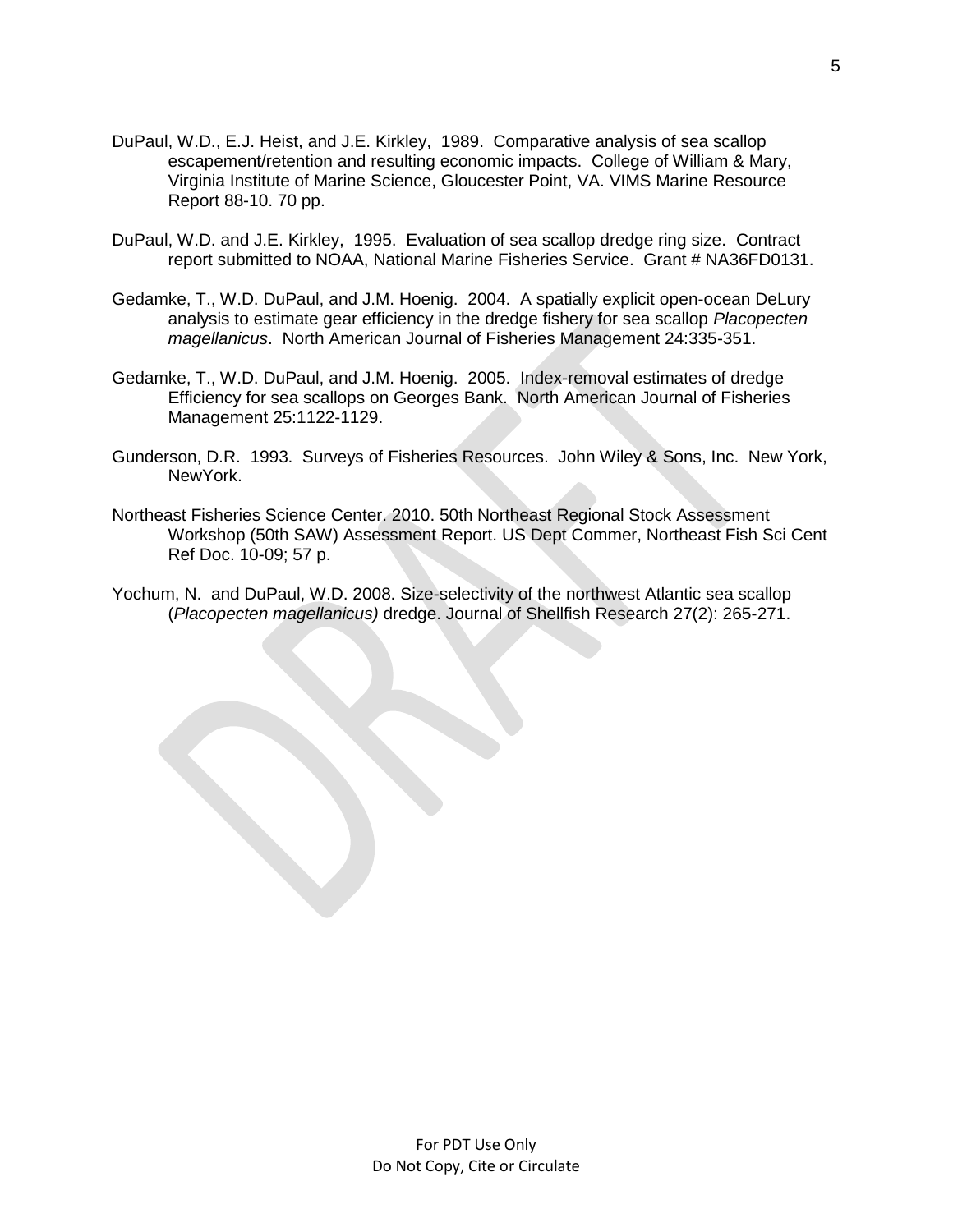DuPaul, W.D., E.J. Heist, and J.E. Kirkley, 1989. Comparative analysis of sea scallop escapement/retention and resulting economic impacts. College of William & Mary, Virginia Institute of Marine Science, Gloucester Point, VA. VIMS Marine Resource Report 88-10. 70 pp.

DuPaul, W.D. and J.E. Kirkley, 1995. Evaluation of sea scallop dredge ring size. Contract report submitted to NOAA, National Marine Fisheries Service. Grant # NA36FD0131.

Gedamke, T., W.D. DuPaul, and J.M. Hoenig. 2004. A spatially explicit open-ocean DeLury analysis to estimate gear efficiency in the dredge fishery for sea scallop *Placopecten magellanicus*. North American Journal of Fisheries Management 24:335-351.

Gedamke, T., W.D. DuPaul, and J.M. Hoenig. 2005. Index-removal estimates of dredge Efficiency for sea scallops on Georges Bank. North American Journal of Fisheries Management 25:1122-1129.

Gunderson, D.R. 1993. Surveys of Fisheries Resources. John Wiley & Sons, Inc. New York, NewYork.

Northeast Fisheries Science Center. 2010. 50th Northeast Regional Stock Assessment Workshop (50th SAW) Assessment Report. US Dept Commer, Northeast Fish Sci Cent Ref Doc. 10-09; 57 p.

Yochum, N. and DuPaul, W.D. 2008. Size-selectivity of the northwest Atlantic sea scallop (*Placopecten magellanicus)* dredge. Journal of Shellfish Research 27(2): 265-271.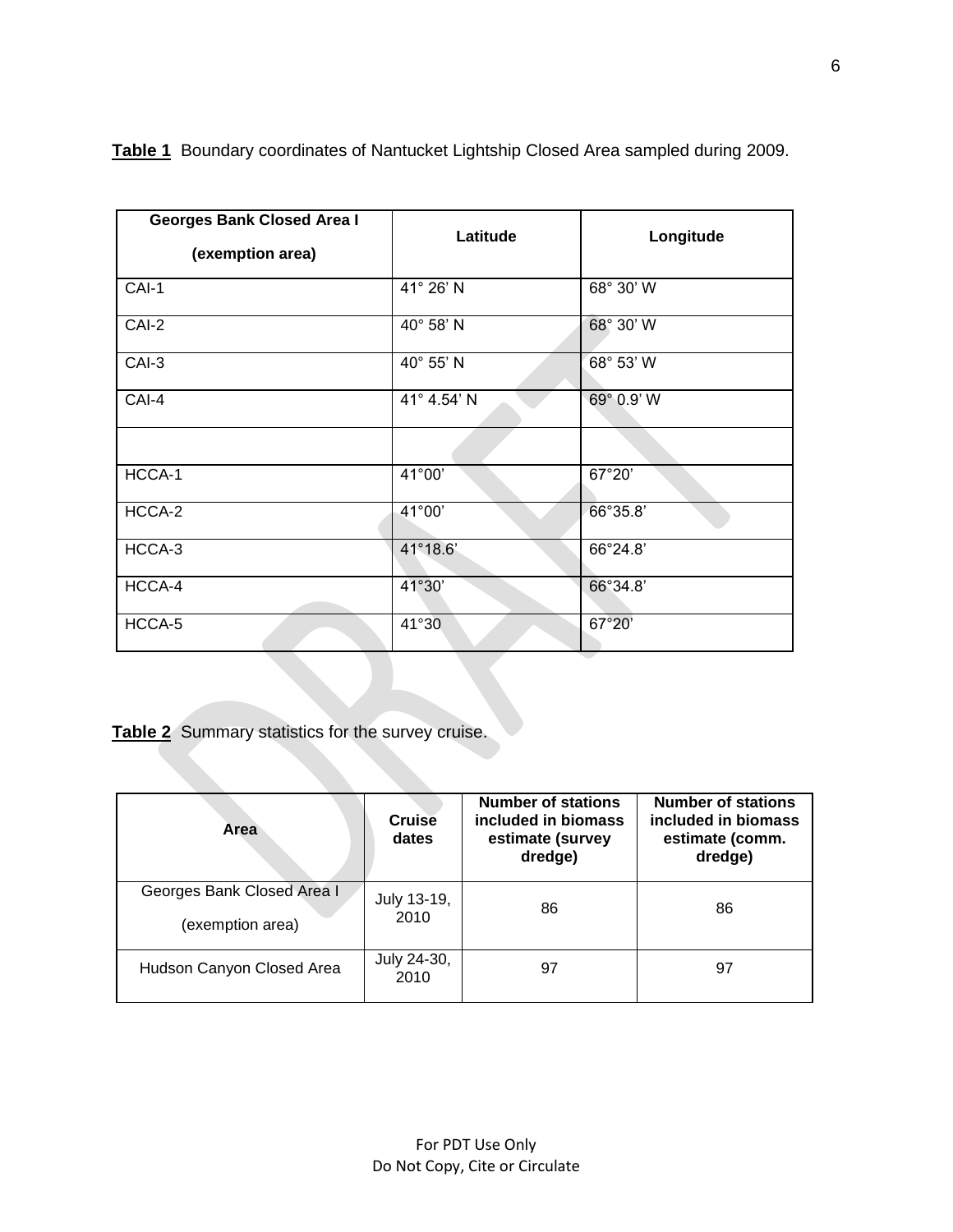**Table 1** Boundary coordinates of Nantucket Lightship Closed Area sampled during 2009.

| Georges Bank Closed Area I (exemption area) | Latitude | Longitude |
|---|---|---|
| CAI-1 | 41° 26' N | 68° 30' W |
| CAI-2 | 40° 58' N | 68° 30' W |
| CAI-3 | 40° 55' N | 68° 53' W |
| CAI-4 | 41° 4.54' N | 69° 0.9' W |
| | | |
| HCCA-1 | 41°00' | 67°20' |
| HCCA-2 | 41°00' | 66°35.8' |
| HCCA-3 | 41°18.6' | 66°24.8' |
| HCCA-4 | 41°30' | 66°34.8' |
| HCCA-5 | 41°30 | 67°20' |

**Table 2** Summary statistics for the survey cruise.

| Area | Cruise dates | Number of stations included in biomass estimate (survey dredge) | Number of stations included in biomass estimate (comm. dredge) |
|---|---|---|---|
| Georges Bank Closed Area I (exemption area) | July 13-19, 2010 | 86 | 86 |
| Hudson Canyon Closed Area | July 24-30, 2010 | 97 | 97 |

For PDT Use Only
Do Not Copy, Cite or Circulate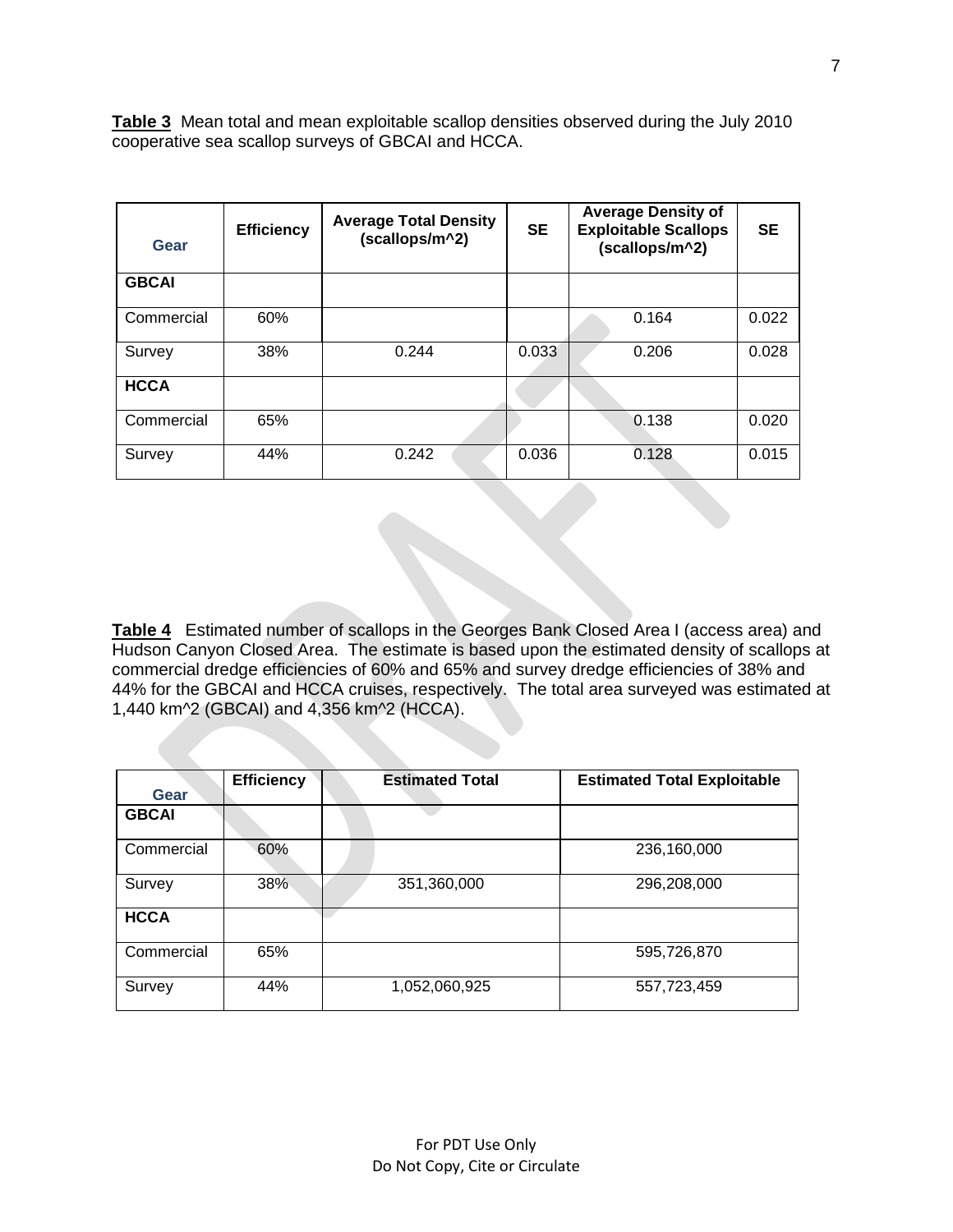**Table 3** Mean total and mean exploitable scallop densities observed during the July 2010 cooperative sea scallop surveys of GBCAI and HCCA.

| Gear | Efficiency | Average Total Density (scallops/m^2) | SE | Average Density of Exploitable Scallops (scallops/m^2) | SE |
|---|---|---|---|---|---|
| **GBCAI** | | | | | |
| Commercial | 60% | | | 0.164 | 0.022 |
| Survey | 38% | 0.244 | 0.033 | 0.206 | 0.028 |
| **HCCA** | | | | | |
| Commercial | 65% | | | 0.138 | 0.020 |
| Survey | 44% | 0.242 | 0.036 | 0.128 | 0.015 |

**Table 4** Estimated number of scallops in the Georges Bank Closed Area I (access area) and Hudson Canyon Closed Area. The estimate is based upon the estimated density of scallops at commercial dredge efficiencies of 60% and 65% and survey dredge efficiencies of 38% and 44% for the GBCAI and HCCA cruises, respectively. The total area surveyed was estimated at 1,440 km^2 (GBCAI) and 4,356 km^2 (HCCA).

| Gear | Efficiency | Estimated Total | Estimated Total Exploitable |
|---|---|---|---|
| **GBCAI** | | | |
| Commercial | 60% | | 236,160,000 |
| Survey | 38% | 351,360,000 | 296,208,000 |
| **HCCA** | | | |
| Commercial | 65% | | 595,726,870 |
| Survey | 44% | 1,052,060,925 | 557,723,459 |

For PDT Use Only
Do Not Copy, Cite or Circulate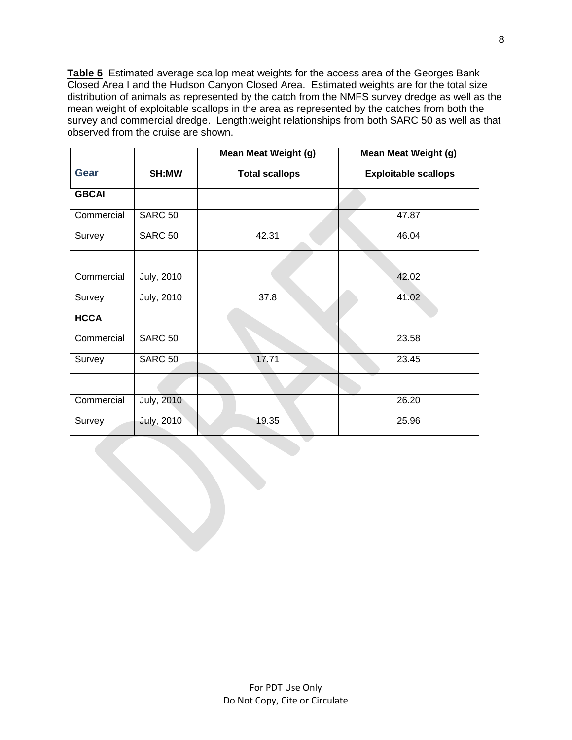**Table 5** Estimated average scallop meat weights for the access area of the Georges Bank Closed Area I and the Hudson Canyon Closed Area. Estimated weights are for the total size distribution of animals as represented by the catch from the NMFS survey dredge as well as the mean weight of exploitable scallops in the area as represented by the catches from both the survey and commercial dredge. Length:weight relationships from both SARC 50 as well as that observed from the cruise are shown.

| Gear | SH:MW | Mean Meat Weight (g) Total scallops | Mean Meat Weight (g) Exploitable scallops |
|---|---|---|---|
| **GBCAI** | | | |
| Commercial | SARC 50 | | 47.87 |
| Survey | SARC 50 | 42.31 | 46.04 |
| | | | |
| Commercial | July, 2010 | | 42.02 |
| Survey | July, 2010 | 37.8 | 41.02 |
| **HCCA** | | | |
| Commercial | SARC 50 | | 23.58 |
| Survey | SARC 50 | 17.71 | 23.45 |
| | | | |
| Commercial | July, 2010 | | 26.20 |
| Survey | July, 2010 | 19.35 | 25.96 |

For PDT Use Only
Do Not Copy, Cite or Circulate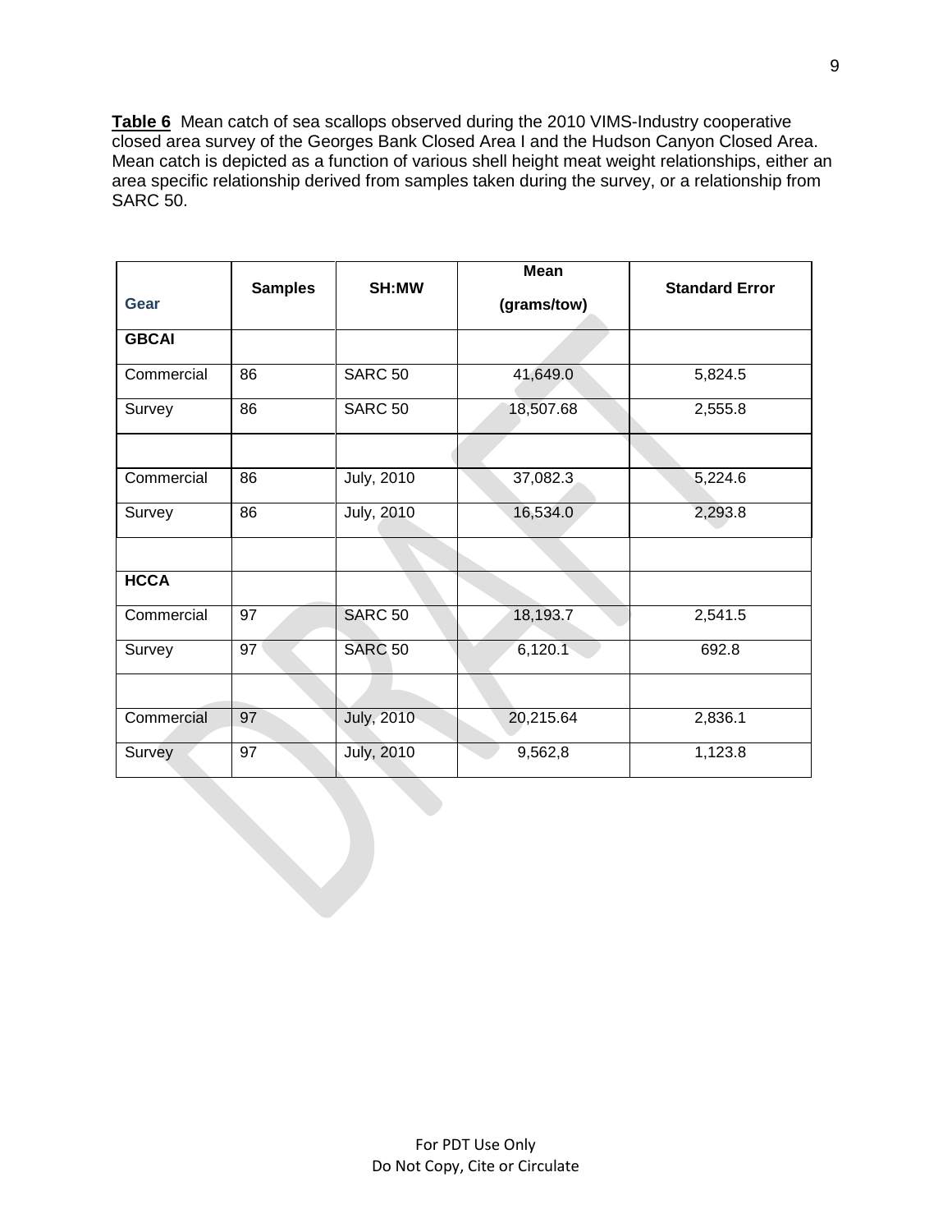**Table 6** Mean catch of sea scallops observed during the 2010 VIMS-Industry cooperative closed area survey of the Georges Bank Closed Area I and the Hudson Canyon Closed Area. Mean catch is depicted as a function of various shell height meat weight relationships, either an area specific relationship derived from samples taken during the survey, or a relationship from SARC 50.

| Gear | Samples | SH:MW | Mean (grams/tow) | Standard Error |
|---|---|---|---|---|
| **GBCAI** | | | | |
| Commercial | 86 | SARC 50 | 41,649.0 | 5,824.5 |
| Survey | 86 | SARC 50 | 18,507.68 | 2,555.8 |
| | | | | |
| Commercial | 86 | July, 2010 | 37,082.3 | 5,224.6 |
| Survey | 86 | July, 2010 | 16,534.0 | 2,293.8 |
| | | | | |
| **HCCA** | | | | |
| Commercial | 97 | SARC 50 | 18,193.7 | 2,541.5 |
| Survey | 97 | SARC 50 | 6,120.1 | 692.8 |
| | | | | |
| Commercial | 97 | July, 2010 | 20,215.64 | 2,836.1 |
| Survey | 97 | July, 2010 | 9,562,8 | 1,123.8 |

For PDT Use Only
Do Not Copy, Cite or Circulate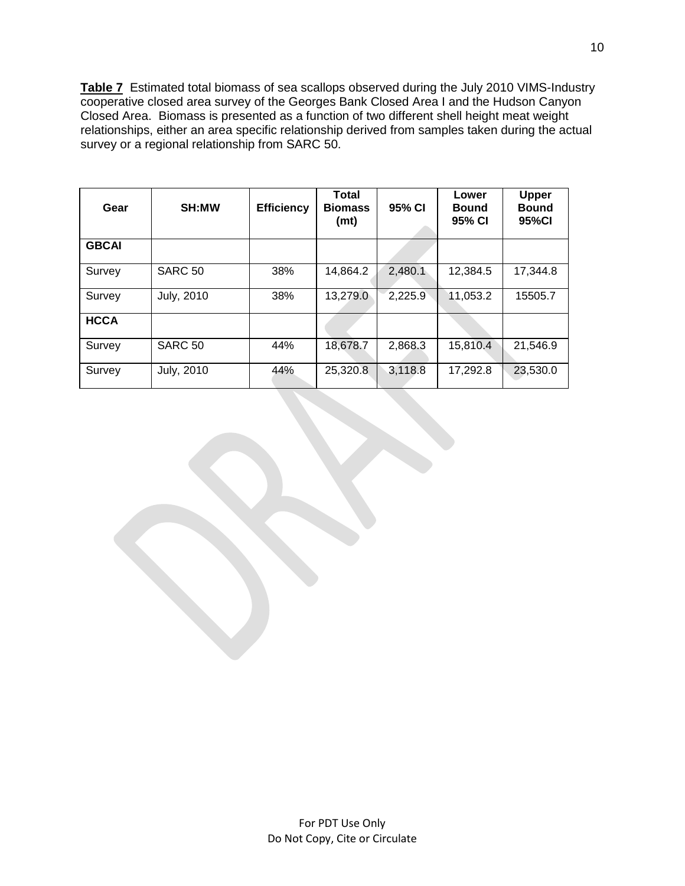**Table 7** Estimated total biomass of sea scallops observed during the July 2010 VIMS-Industry cooperative closed area survey of the Georges Bank Closed Area I and the Hudson Canyon Closed Area. Biomass is presented as a function of two different shell height meat weight relationships, either an area specific relationship derived from samples taken during the actual survey or a regional relationship from SARC 50.

| Gear | SH:MW | Efficiency | Total Biomass (mt) | 95% CI | Lower Bound 95% CI | Upper Bound 95%CI |
|---|---|---|---|---|---|---|
| **GBCAI** | | | | | | |
| Survey | SARC 50 | 38% | 14,864.2 | 2,480.1 | 12,384.5 | 17,344.8 |
| Survey | July, 2010 | 38% | 13,279.0 | 2,225.9 | 11,053.2 | 15505.7 |
| **HCCA** | | | | | | |
| Survey | SARC 50 | 44% | 18,678.7 | 2,868.3 | 15,810.4 | 21,546.9 |
| Survey | July, 2010 | 44% | 25,320.8 | 3,118.8 | 17,292.8 | 23,530.0 |

For PDT Use Only
Do Not Copy, Cite or Circulate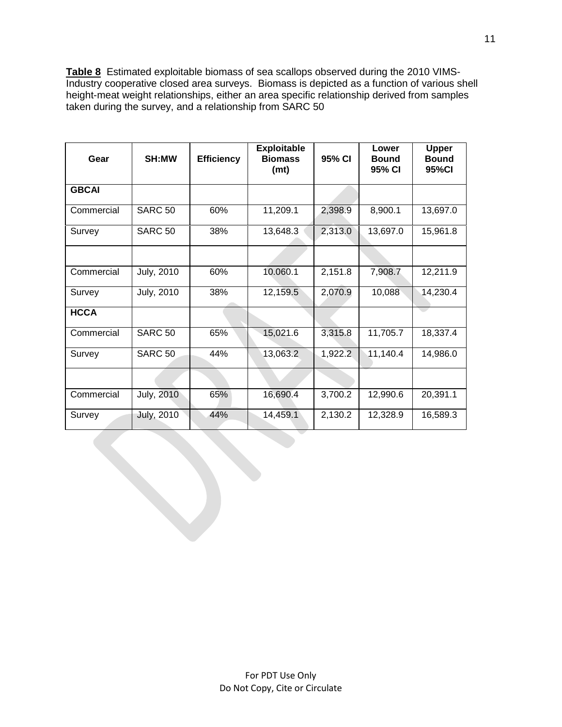**Table 8** Estimated exploitable biomass of sea scallops observed during the 2010 VIMS-Industry cooperative closed area surveys. Biomass is depicted as a function of various shell height-meat weight relationships, either an area specific relationship derived from samples taken during the survey, and a relationship from SARC 50

| Gear | SH:MW | Efficiency | Exploitable Biomass (mt) | 95% CI | Lower Bound 95% CI | Upper Bound 95%CI |
|---|---|---|---|---|---|---|
| **GBCAI** | | | | | | |
| Commercial | SARC 50 | 60% | 11,209.1 | 2,398.9 | 8,900.1 | 13,697.0 |
| Survey | SARC 50 | 38% | 13,648.3 | 2,313.0 | 13,697.0 | 15,961.8 |
| | | | | | | |
| Commercial | July, 2010 | 60% | 10.060.1 | 2,151.8 | 7,908.7 | 12,211.9 |
| Survey | July, 2010 | 38% | 12,159.5 | 2,070.9 | 10,088 | 14,230.4 |
| **HCCA** | | | | | | |
| Commercial | SARC 50 | 65% | 15,021.6 | 3,315.8 | 11,705.7 | 18,337.4 |
| Survey | SARC 50 | 44% | 13,063.2 | 1,922.2 | 11,140.4 | 14,986.0 |
| | | | | | | |
| Commercial | July, 2010 | 65% | 16,690.4 | 3,700.2 | 12,990.6 | 20,391.1 |
| Survey | July, 2010 | 44% | 14,459.1 | 2,130.2 | 12,328.9 | 16,589.3 |

For PDT Use Only
Do Not Copy, Cite or Circulate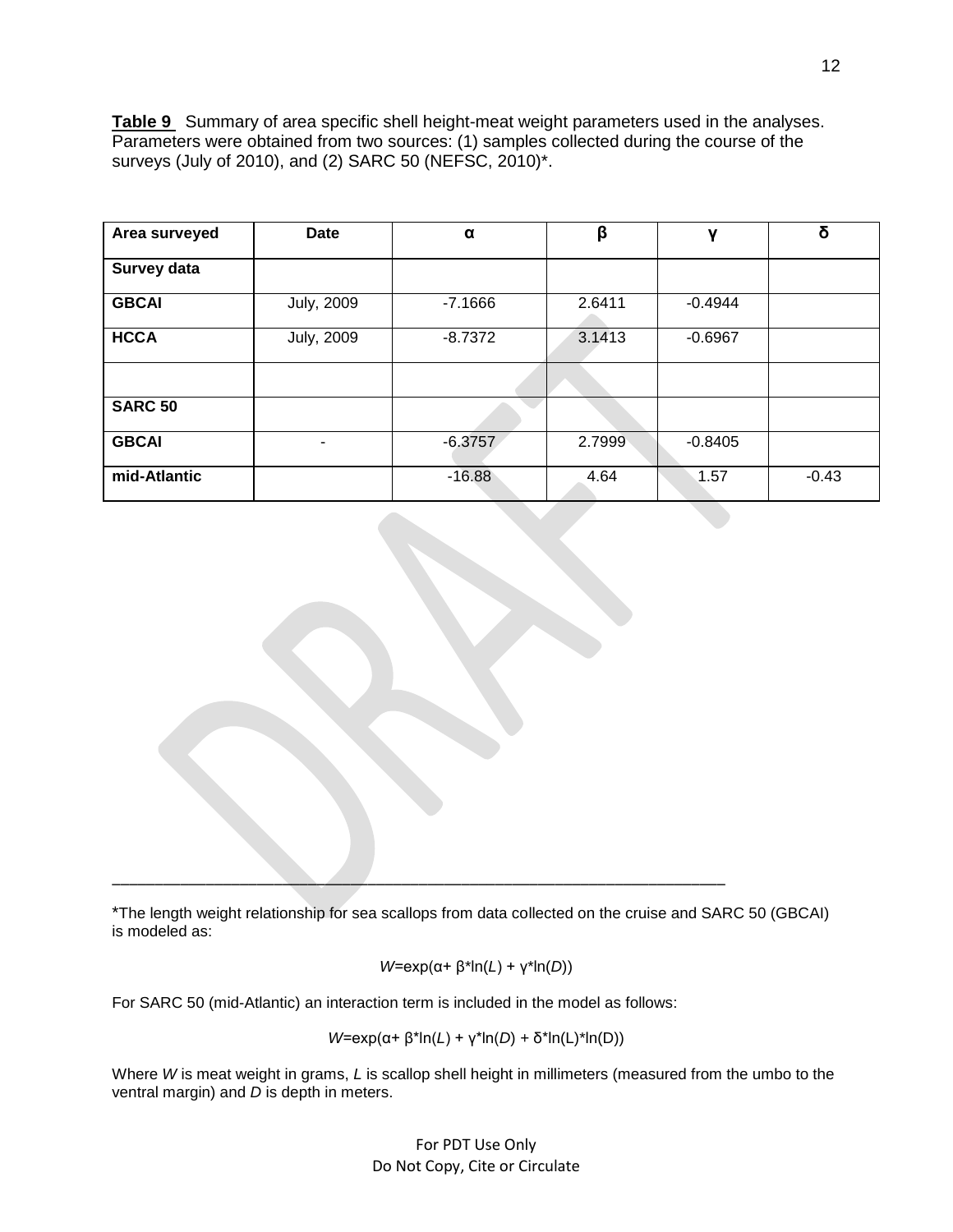**Table 9** Summary of area specific shell height-meat weight parameters used in the analyses. Parameters were obtained from two sources: (1) samples collected during the course of the surveys (July of 2010), and (2) SARC 50 (NEFSC, 2010)*.

| Area surveyed | Date | α | β | γ | δ |
|---|---|---|---|---|---|
| **Survey data** | | | | | |
| **GBCAI** | July, 2009 | -7.1666 | 2.6411 | -0.4944 | |
| **HCCA** | July, 2009 | -8.7372 | 3.1413 | -0.6967 | |
| | | | | | |
| **SARC 50** | | | | | |
| **GBCAI** | - | -6.3757 | 2.7999 | -0.8405 | |
| **mid-Atlantic** | | -16.88 | 4.64 | 1.57 | -0.43 |

---

*The length weight relationship for sea scallops from data collected on the cruise and SARC 50 (GBCAI) is modeled as:

$$W=\exp(\alpha+ \beta*\ln(L) + \gamma*\ln(D))$$

For SARC 50 (mid-Atlantic) an interaction term is included in the model as follows:

$$W=\exp(\alpha+ \beta*\ln(L) + \gamma*\ln(D) + \delta*\ln(L)*\ln(D))$$

Where $W$ is meat weight in grams, $L$ is scallop shell height in millimeters (measured from the umbo to the ventral margin) and $D$ is depth in meters.

For PDT Use Only
Do Not Copy, Cite or Circulate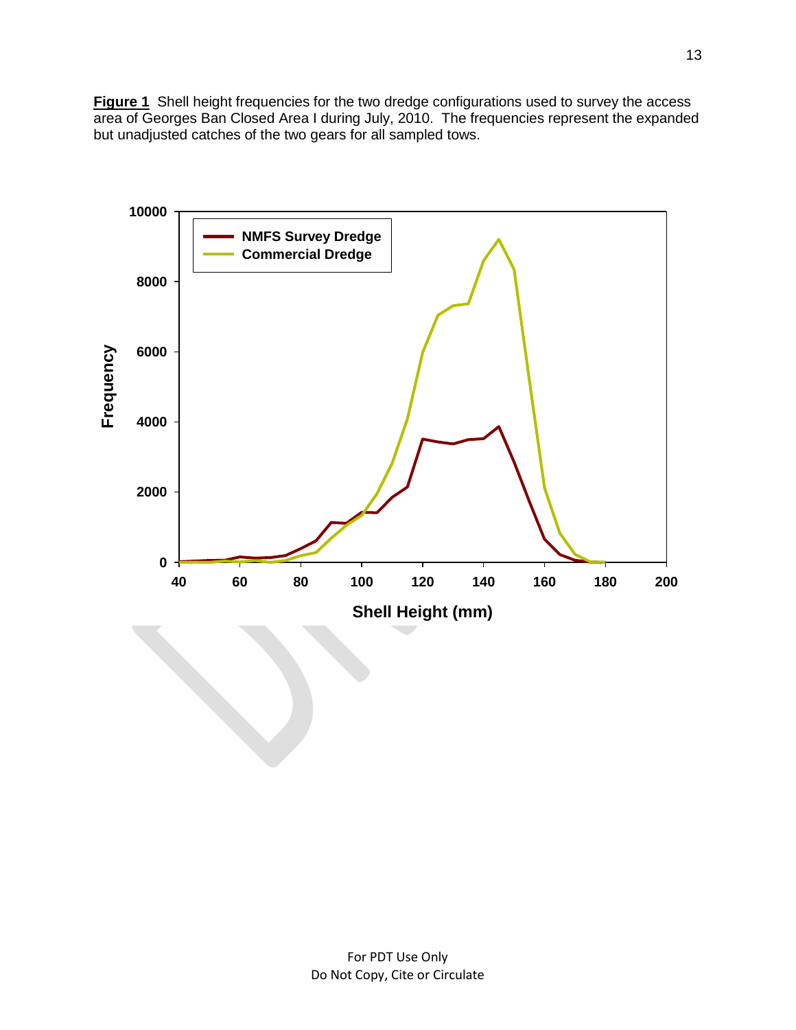**Figure 1** Shell height frequencies for the two dredge configurations used to survey the access area of Georges Ban Closed Area I during July, 2010. The frequencies represent the expanded but unadjusted catches of the two gears for all sampled tows.

For PDT Use Only
Do Not Copy, Cite or Circulate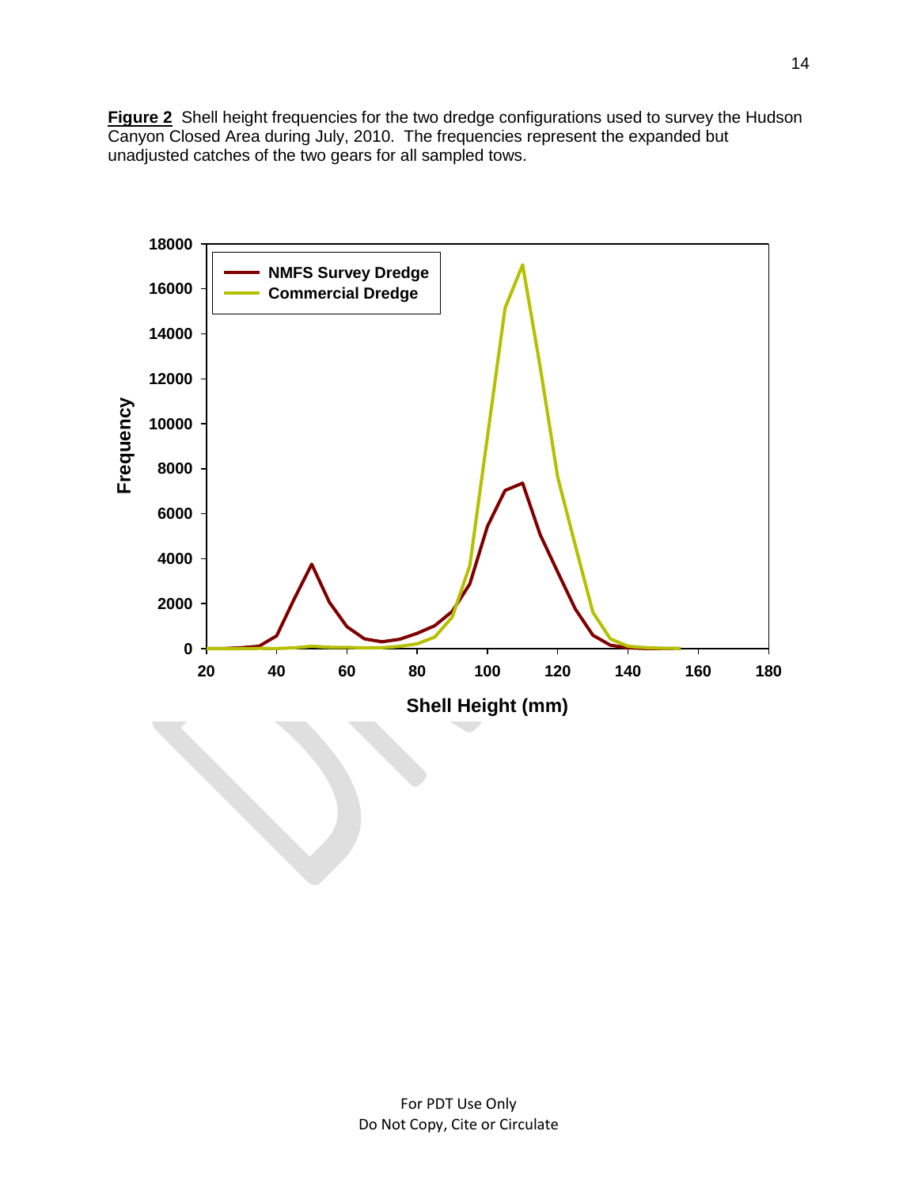**Figure 2** Shell height frequencies for the two dredge configurations used to survey the Hudson Canyon Closed Area during July, 2010. The frequencies represent the expanded but unadjusted catches of the two gears for all sampled tows.

NMFS Survey Dredge
Commercial Dredge

Frequency

0
2000
4000
6000
8000
10000
12000
14000
16000
18000

20
40
60
80
100
120
140
160
180

Shell Height (mm)

For PDT Use Only
Do Not Copy, Cite or Circulate